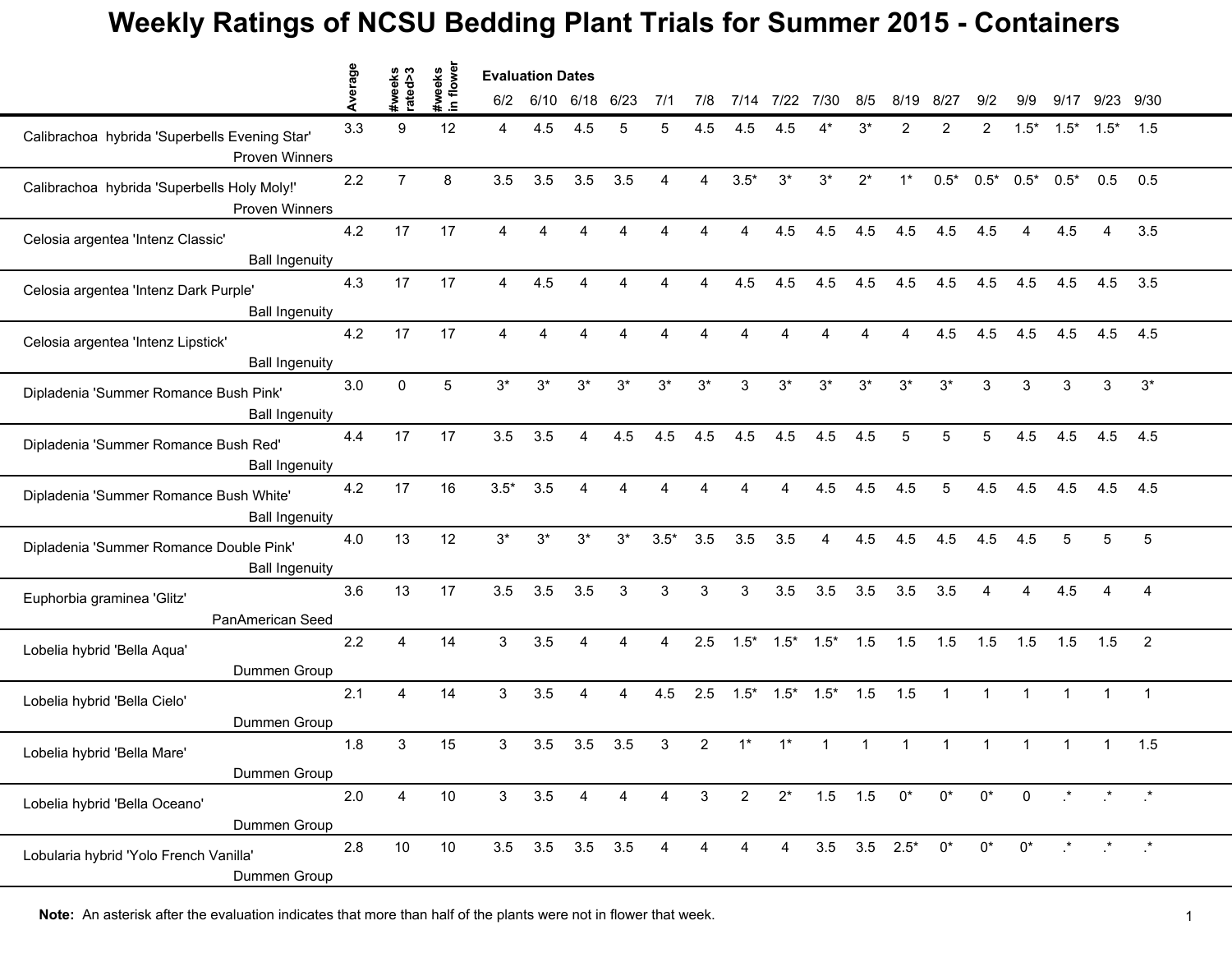# Weekly Ratings of NCSU Bedding Plant Trials for Summer 2015 - Containers

| | Average | #weeks rated>3 | #weeks in flower | 6/2 | 6/10 | 6/18 | 6/23 | 7/1 | 7/8 | 7/14 | 7/22 | 7/30 | 8/5 | 8/19 | 8/27 | 9/2 | 9/9 | 9/17 | 9/23 | 9/30 |
|---|---|---|---|---|---|---|---|---|---|---|---|---|---|---|---|---|---|---|---|---|
| | | | | Evaluation Dates | | | | | | | | | | | | | | | | |
| Calibrachoa hybrida 'Superbells Evening Star' Proven Winners | 3.3 | 9 | 12 | 4 | 4.5 | 4.5 | 5 | 5 | 4.5 | 4.5 | 4.5 | 4* | 3* | 2 | 2 | 2 | 1.5* | 1.5* | 1.5* | 1.5 |
| Calibrachoa hybrida 'Superbells Holy Moly!' Proven Winners | 2.2 | 7 | 8 | 3.5 | 3.5 | 3.5 | 3.5 | 4 | 4 | 3.5* | 3* | 3* | 2* | 1* | 0.5* | 0.5* | 0.5* | 0.5* | 0.5 | 0.5 |
| Celosia argentea 'Intenz Classic' Ball Ingenuity | 4.2 | 17 | 17 | 4 | 4 | 4 | 4 | 4 | 4 | 4 | 4.5 | 4.5 | 4.5 | 4.5 | 4.5 | 4.5 | 4 | 4.5 | 4 | 3.5 |
| Celosia argentea 'Intenz Dark Purple' Ball Ingenuity | 4.3 | 17 | 17 | 4 | 4.5 | 4 | 4 | 4 | 4 | 4.5 | 4.5 | 4.5 | 4.5 | 4.5 | 4.5 | 4.5 | 4.5 | 4.5 | 4.5 | 3.5 |
| Celosia argentea 'Intenz Lipstick' Ball Ingenuity | 4.2 | 17 | 17 | 4 | 4 | 4 | 4 | 4 | 4 | 4 | 4 | 4 | 4 | 4 | 4.5 | 4.5 | 4.5 | 4.5 | 4.5 | 4.5 |
| Dipladenia 'Summer Romance Bush Pink' Ball Ingenuity | 3.0 | 0 | 5 | 3* | 3* | 3* | 3* | 3* | 3* | 3 | 3* | 3* | 3* | 3* | 3* | 3 | 3 | 3 | 3 | 3* |
| Dipladenia 'Summer Romance Bush Red' Ball Ingenuity | 4.4 | 17 | 17 | 3.5 | 3.5 | 4 | 4.5 | 4.5 | 4.5 | 4.5 | 4.5 | 4.5 | 4.5 | 5 | 5 | 5 | 4.5 | 4.5 | 4.5 | 4.5 |
| Dipladenia 'Summer Romance Bush White' Ball Ingenuity | 4.2 | 17 | 16 | 3.5* | 3.5 | 4 | 4 | 4 | 4 | 4 | 4 | 4.5 | 4.5 | 4.5 | 5 | 4.5 | 4.5 | 4.5 | 4.5 | 4.5 |
| Dipladenia 'Summer Romance Double Pink' Ball Ingenuity | 4.0 | 13 | 12 | 3* | 3* | 3* | 3* | 3.5* | 3.5 | 3.5 | 3.5 | 4 | 4.5 | 4.5 | 4.5 | 4.5 | 4.5 | 5 | 5 | 5 |
| Euphorbia graminea 'Glitz' PanAmerican Seed | 3.6 | 13 | 17 | 3.5 | 3.5 | 3.5 | 3 | 3 | 3 | 3 | 3.5 | 3.5 | 3.5 | 3.5 | 3.5 | 4 | 4 | 4.5 | 4 | 4 |
| Lobelia hybrid 'Bella Aqua' Dummen Group | 2.2 | 4 | 14 | 3 | 3.5 | 4 | 4 | 4 | 2.5 | 1.5* | 1.5* | 1.5* | 1.5 | 1.5 | 1.5 | 1.5 | 1.5 | 1.5 | 1.5 | 2 |
| Lobelia hybrid 'Bella Cielo' Dummen Group | 2.1 | 4 | 14 | 3 | 3.5 | 4 | 4 | 4.5 | 2.5 | 1.5* | 1.5* | 1.5* | 1.5 | 1.5 | 1 | 1 | 1 | 1 | 1 | 1 |
| Lobelia hybrid 'Bella Mare' Dummen Group | 1.8 | 3 | 15 | 3 | 3.5 | 3.5 | 3.5 | 3 | 2 | 1* | 1* | 1 | 1 | 1 | 1 | 1 | 1 | 1 | 1 | 1.5 |
| Lobelia hybrid 'Bella Oceano' Dummen Group | 2.0 | 4 | 10 | 3 | 3.5 | 4 | 4 | 4 | 3 | 2 | 2* | 1.5 | 1.5 | 0* | 0* | 0* | 0 | .* | .* | .* |
| Lobularia hybrid 'Yolo French Vanilla' Dummen Group | 2.8 | 10 | 10 | 3.5 | 3.5 | 3.5 | 3.5 | 4 | 4 | 4 | 4 | 3.5 | 3.5 | 2.5* | 0* | 0* | 0* | .* | .* | .* |

**Note:** An asterisk after the evaluation indicates that more than half of the plants were not in flower that week.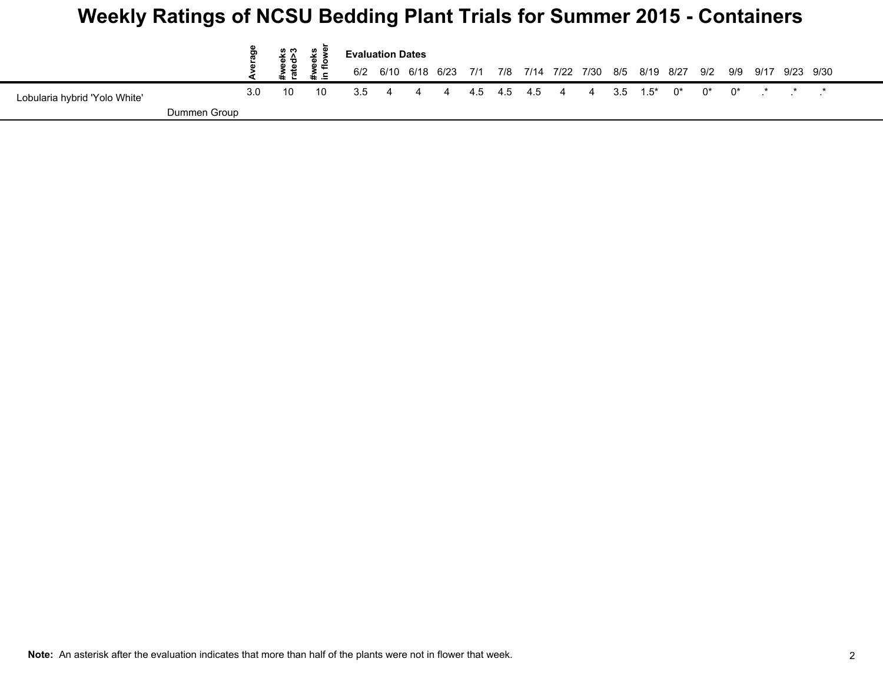# Weekly Ratings of NCSU Bedding Plant Trials for Summer 2015 - Containers

| | Average | #weeks rated>3 | #weeks in flower | 6/2 | 6/10 | 6/18 | 6/23 | 7/1 | 7/8 | 7/14 | 7/22 | 7/30 | 8/5 | 8/19 | 8/27 | 9/2 | 9/9 | 9/17 | 9/23 | 9/30 |
|---|---|---|---|---|---|---|---|---|---|---|---|---|---|---|---|---|---|---|---|---|
| Lobularia hybrid 'Yolo White' <br> Dummen Group | 3.0 | 10 | 10 | 3.5 | 4 | 4 | 4 | 4.5 | 4.5 | 4.5 | 4 | 4 | 3.5 | 1.5* | 0* | 0* | 0* | .* | .* | .* |

Evaluation Dates: 6/2 through 9/30

**Note:** An asterisk after the evaluation indicates that more than half of the plants were not in flower that week.